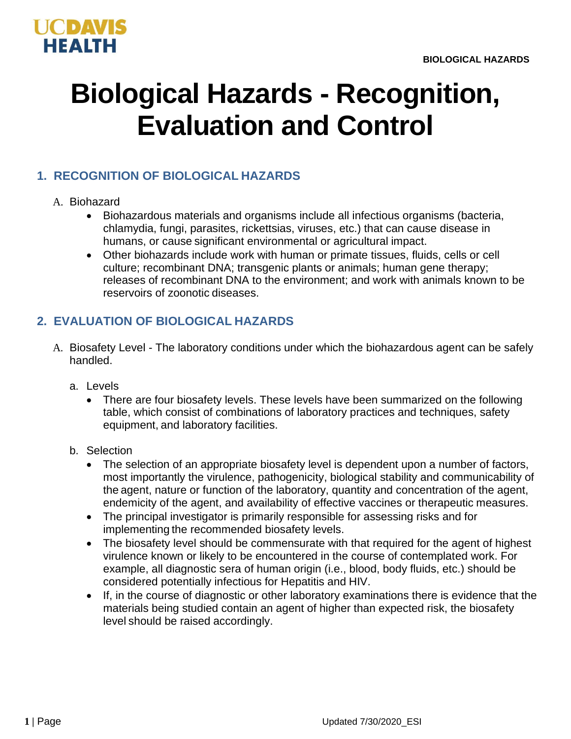# Biological Hazards - Recognition, Evaluation and Control

## 1. RECOGNITION OF BIOLOGICAL HAZARDS

A. Biohazard

- Biohazardous materials and organisms include all infectious organisms (bacteria, chlamydia, fungi, parasites, rickettsias, viruses, etc.) that can cause disease in humans, or cause significant environmental or agricultural impact.
- Other biohazards include work with human or primate tissues, fluids, cells or cell culture; recombinant DNA; transgenic plants or animals; human gene therapy; releases of recombinant DNA to the environment; and work with animals known to be reservoirs of zoonotic diseases.

## 2. EVALUATION OF BIOLOGICAL HAZARDS

A. Biosafety Level - The laboratory conditions under which the biohazardous agent can be safely handled.

a. Levels

- There are four biosafety levels. These levels have been summarized on the following table, which consist of combinations of laboratory practices and techniques, safety equipment, and laboratory facilities.

b. Selection

- The selection of an appropriate biosafety level is dependent upon a number of factors, most importantly the virulence, pathogenicity, biological stability and communicability of the agent, nature or function of the laboratory, quantity and concentration of the agent, endemicity of the agent, and availability of effective vaccines or therapeutic measures.
- The principal investigator is primarily responsible for assessing risks and for implementing the recommended biosafety levels.
- The biosafety level should be commensurate with that required for the agent of highest virulence known or likely to be encountered in the course of contemplated work. For example, all diagnostic sera of human origin (i.e., blood, body fluids, etc.) should be considered potentially infectious for Hepatitis and HIV.
- If, in the course of diagnostic or other laboratory examinations there is evidence that the materials being studied contain an agent of higher than expected risk, the biosafety level should be raised accordingly.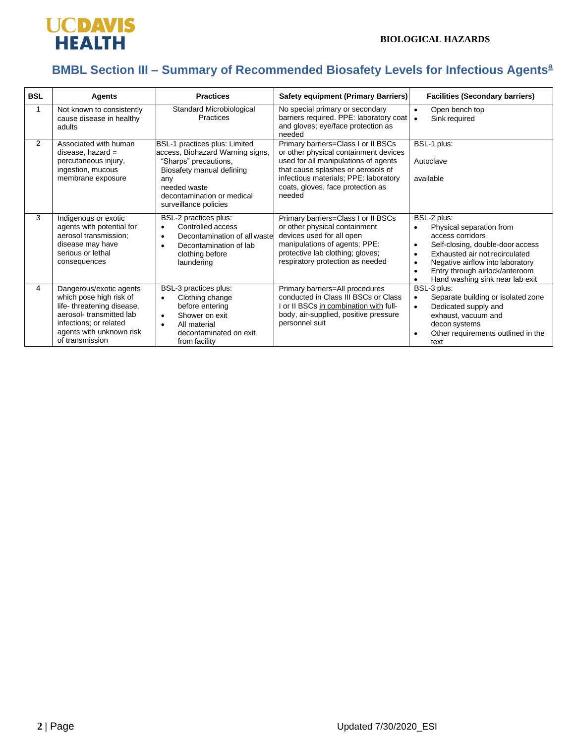## BMBL Section III – Summary of Recommended Biosafety Levels for Infectious Agents[a]

| BSL | Agents | Practices | Safety equipment (Primary Barriers) | Facilities (Secondary barriers) |
|---|---|---|---|---|
| 1 | Not known to consistently cause disease in healthy adults | Standard Microbiological Practices | No special primary or secondary barriers required. PPE: laboratory coat and gloves; eye/face protection as needed | • Open bench top<br>• Sink required |
| 2 | Associated with human disease, hazard = percutaneous injury, ingestion, mucous membrane exposure | BSL-1 practices plus: Limited access, Biohazard Warning signs, "Sharps" precautions, Biosafety manual defining any needed waste decontamination or medical surveillance policies | Primary barriers=Class I or II BSCs or other physical containment devices used for all manipulations of agents that cause splashes or aerosols of infectious materials; PPE: laboratory coats, gloves, face protection as needed | BSL-1 plus:<br>Autoclave<br>available |
| 3 | Indigenous or exotic agents with potential for aerosol transmission; disease may have serious or lethal consequences | BSL-2 practices plus:<br>• Controlled access<br>• Decontamination of all waste<br>• Decontamination of lab clothing before laundering | Primary barriers=Class I or II BSCs or other physical containment devices used for all open manipulations of agents; PPE: protective lab clothing; gloves; respiratory protection as needed | BSL-2 plus:<br>• Physical separation from access corridors<br>• Self-closing, double-door access<br>• Exhausted air not recirculated<br>• Negative airflow into laboratory<br>• Entry through airlock/anteroom<br>• Hand washing sink near lab exit |
| 4 | Dangerous/exotic agents which pose high risk of life- threatening disease, aerosol- transmitted lab infections; or related agents with unknown risk of transmission | BSL-3 practices plus:<br>• Clothing change before entering<br>• Shower on exit<br>• All material decontaminated on exit from facility | Primary barriers=All procedures conducted in Class III BSCs or Class I or II BSCs in combination with full-body, air-supplied, positive pressure personnel suit | BSL-3 plus:<br>• Separate building or isolated zone<br>• Dedicated supply and exhaust, vacuum and decon systems<br>• Other requirements outlined in the text |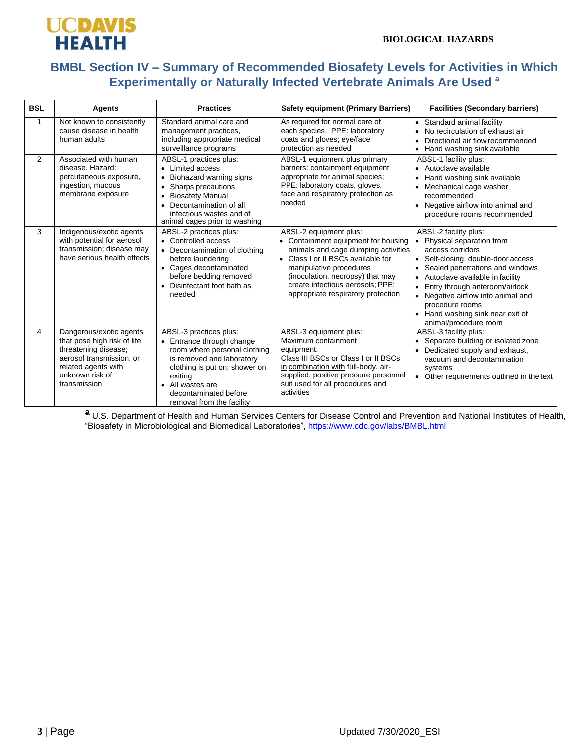## BMBL Section IV – Summary of Recommended Biosafety Levels for Activities in Which Experimentally or Naturally Infected Vertebrate Animals Are Used [a]

| BSL | Agents | Practices | Safety equipment (Primary Barriers) | Facilities (Secondary barriers) |
|---|---|---|---|---|
| 1 | Not known to consistently cause disease in health human adults | Standard animal care and management practices, including appropriate medical surveillance programs | As required for normal care of each species. PPE: laboratory coats and gloves; eye/face protection as needed | • Standard animal facility<br>• No recirculation of exhaust air<br>• Directional air flow recommended<br>• Hand washing sink available |
| 2 | Associated with human disease. Hazard: percutaneous exposure, ingestion, mucous membrane exposure | ABSL-1 practices plus:<br>• Limited access<br>• Biohazard warning signs<br>• Sharps precautions<br>• Biosafety Manual<br>• Decontamination of all infectious wastes and of animal cages prior to washing | ABSL-1 equipment plus primary barriers: containment equipment appropriate for animal species; PPE: laboratory coats, gloves, face and respiratory protection as needed | ABSL-1 facility plus:<br>• Autoclave available<br>• Hand washing sink available<br>• Mechanical cage washer recommended<br>• Negative airflow into animal and procedure rooms recommended |
| 3 | Indigenous/exotic agents with potential for aerosol transmission; disease may have serious health effects | ABSL-2 practices plus:<br>• Controlled access<br>• Decontamination of clothing before laundering<br>• Cages decontaminated before bedding removed<br>• Disinfectant foot bath as needed | ABSL-2 equipment plus:<br>• Containment equipment for housing animals and cage dumping activities<br>• Class I or II BSCs available for manipulative procedures (inoculation, necropsy) that may create infectious aerosols; PPE: appropriate respiratory protection | ABSL-2 facility plus:<br>• Physical separation from access corridors<br>• Self-closing, double-door access<br>• Sealed penetrations and windows<br>• Autoclave available in facility<br>• Entry through anteroom/airlock<br>• Negative airflow into animal and procedure rooms<br>• Hand washing sink near exit of animal/procedure room |
| 4 | Dangerous/exotic agents that pose high risk of life threatening disease; aerosol transmission, or related agents with unknown risk of transmission | ABSL-3 practices plus:<br>• Entrance through change room where personal clothing is removed and laboratory clothing is put on; shower on exiting<br>• All wastes are decontaminated before removal from the facility | ABSL-3 equipment plus:<br>Maximum containment equipment:<br>Class III BSCs or Class I or II BSCs in combination with full-body, air-supplied, positive pressure personnel suit used for all procedures and activities | ABSL-3 facility plus:<br>• Separate building or isolated zone<br>• Dedicated supply and exhaust, vacuum and decontamination systems<br>• Other requirements outlined in the text |

[a] U.S. Department of Health and Human Services Centers for Disease Control and Prevention and National Institutes of Health, "Biosafety in Microbiological and Biomedical Laboratories", https://www.cdc.gov/labs/BMBL.html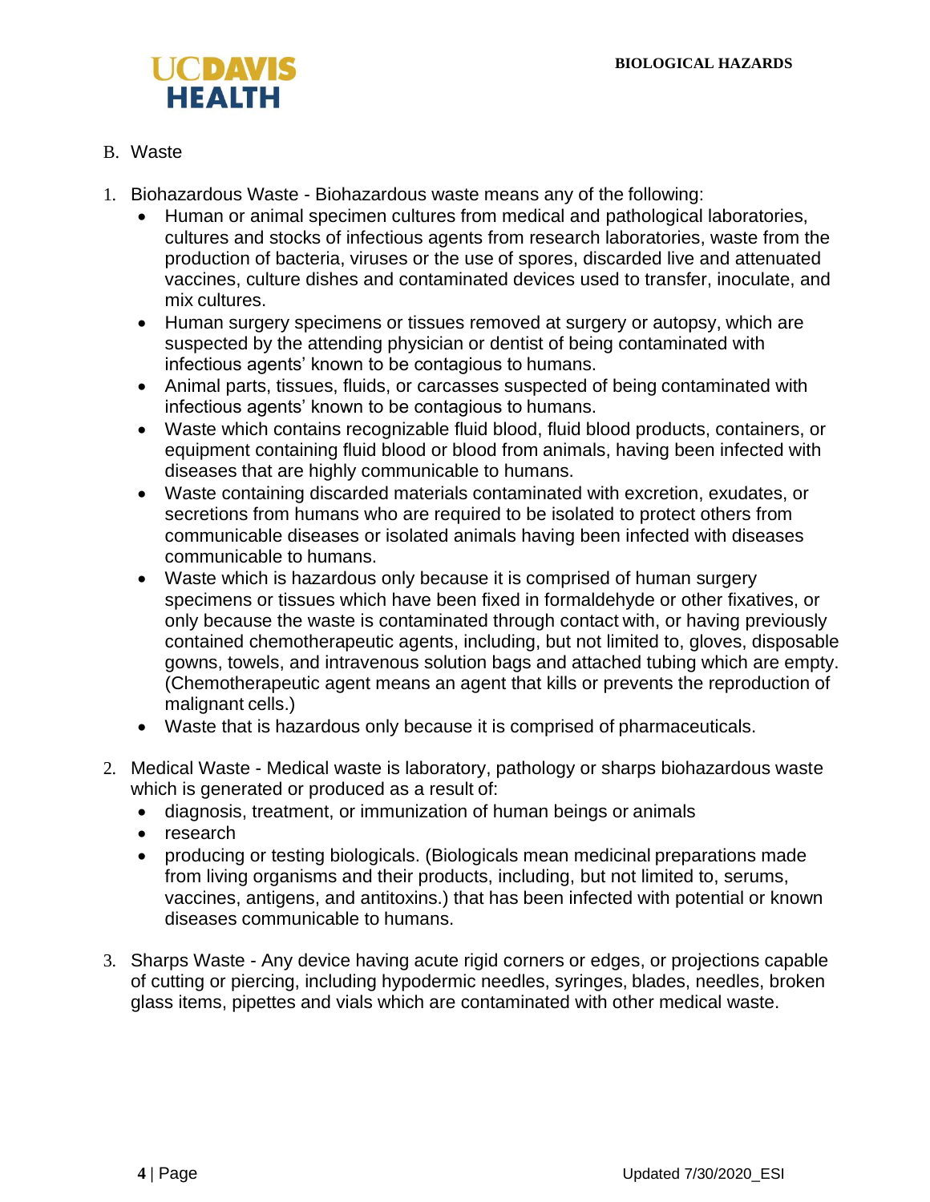B. Waste

1. Biohazardous Waste - Biohazardous waste means any of the following:
   - Human or animal specimen cultures from medical and pathological laboratories, cultures and stocks of infectious agents from research laboratories, waste from the production of bacteria, viruses or the use of spores, discarded live and attenuated vaccines, culture dishes and contaminated devices used to transfer, inoculate, and mix cultures.
   - Human surgery specimens or tissues removed at surgery or autopsy, which are suspected by the attending physician or dentist of being contaminated with infectious agents' known to be contagious to humans.
   - Animal parts, tissues, fluids, or carcasses suspected of being contaminated with infectious agents' known to be contagious to humans.
   - Waste which contains recognizable fluid blood, fluid blood products, containers, or equipment containing fluid blood or blood from animals, having been infected with diseases that are highly communicable to humans.
   - Waste containing discarded materials contaminated with excretion, exudates, or secretions from humans who are required to be isolated to protect others from communicable diseases or isolated animals having been infected with diseases communicable to humans.
   - Waste which is hazardous only because it is comprised of human surgery specimens or tissues which have been fixed in formaldehyde or other fixatives, or only because the waste is contaminated through contact with, or having previously contained chemotherapeutic agents, including, but not limited to, gloves, disposable gowns, towels, and intravenous solution bags and attached tubing which are empty. (Chemotherapeutic agent means an agent that kills or prevents the reproduction of malignant cells.)
   - Waste that is hazardous only because it is comprised of pharmaceuticals.

2. Medical Waste - Medical waste is laboratory, pathology or sharps biohazardous waste which is generated or produced as a result of:
   - diagnosis, treatment, or immunization of human beings or animals
   - research
   - producing or testing biologicals. (Biologicals mean medicinal preparations made from living organisms and their products, including, but not limited to, serums, vaccines, antigens, and antitoxins.) that has been infected with potential or known diseases communicable to humans.

3. Sharps Waste - Any device having acute rigid corners or edges, or projections capable of cutting or piercing, including hypodermic needles, syringes, blades, needles, broken glass items, pipettes and vials which are contaminated with other medical waste.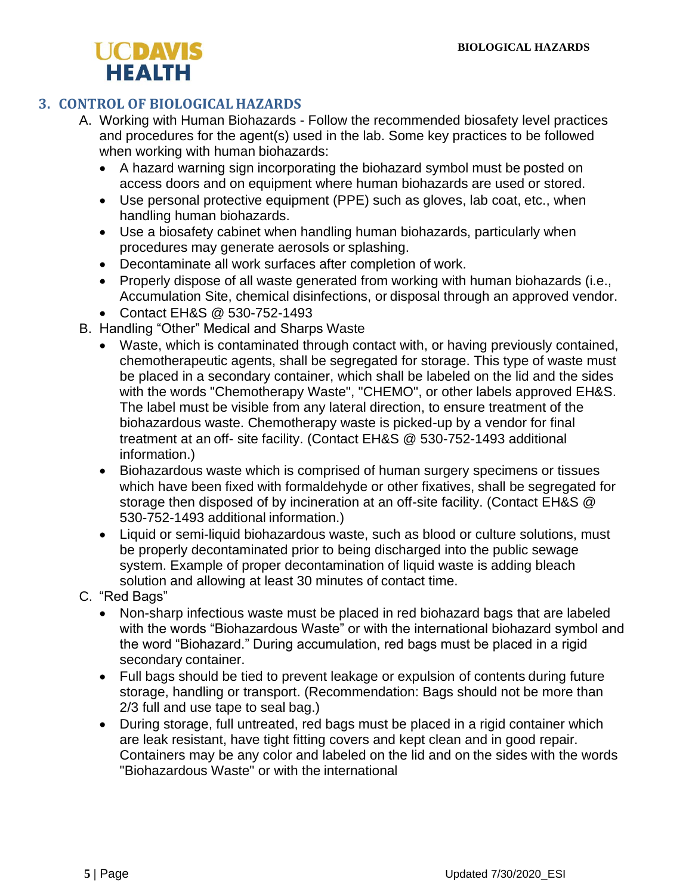## 3. CONTROL OF BIOLOGICAL HAZARDS

A. Working with Human Biohazards - Follow the recommended biosafety level practices and procedures for the agent(s) used in the lab. Some key practices to be followed when working with human biohazards:
   - A hazard warning sign incorporating the biohazard symbol must be posted on access doors and on equipment where human biohazards are used or stored.
   - Use personal protective equipment (PPE) such as gloves, lab coat, etc., when handling human biohazards.
   - Use a biosafety cabinet when handling human biohazards, particularly when procedures may generate aerosols or splashing.
   - Decontaminate all work surfaces after completion of work.
   - Properly dispose of all waste generated from working with human biohazards (i.e., Accumulation Site, chemical disinfections, or disposal through an approved vendor.
   - Contact EH&S @ 530-752-1493

B. Handling "Other" Medical and Sharps Waste
   - Waste, which is contaminated through contact with, or having previously contained, chemotherapeutic agents, shall be segregated for storage. This type of waste must be placed in a secondary container, which shall be labeled on the lid and the sides with the words "Chemotherapy Waste", "CHEMO", or other labels approved EH&S. The label must be visible from any lateral direction, to ensure treatment of the biohazardous waste. Chemotherapy waste is picked-up by a vendor for final treatment at an off- site facility. (Contact EH&S @ 530-752-1493 additional information.)
   - Biohazardous waste which is comprised of human surgery specimens or tissues which have been fixed with formaldehyde or other fixatives, shall be segregated for storage then disposed of by incineration at an off-site facility. (Contact EH&S @ 530-752-1493 additional information.)
   - Liquid or semi-liquid biohazardous waste, such as blood or culture solutions, must be properly decontaminated prior to being discharged into the public sewage system. Example of proper decontamination of liquid waste is adding bleach solution and allowing at least 30 minutes of contact time.

C. "Red Bags"
   - Non-sharp infectious waste must be placed in red biohazard bags that are labeled with the words "Biohazardous Waste" or with the international biohazard symbol and the word "Biohazard." During accumulation, red bags must be placed in a rigid secondary container.
   - Full bags should be tied to prevent leakage or expulsion of contents during future storage, handling or transport. (Recommendation: Bags should not be more than 2/3 full and use tape to seal bag.)
   - During storage, full untreated, red bags must be placed in a rigid container which are leak resistant, have tight fitting covers and kept clean and in good repair. Containers may be any color and labeled on the lid and on the sides with the words "Biohazardous Waste" or with the international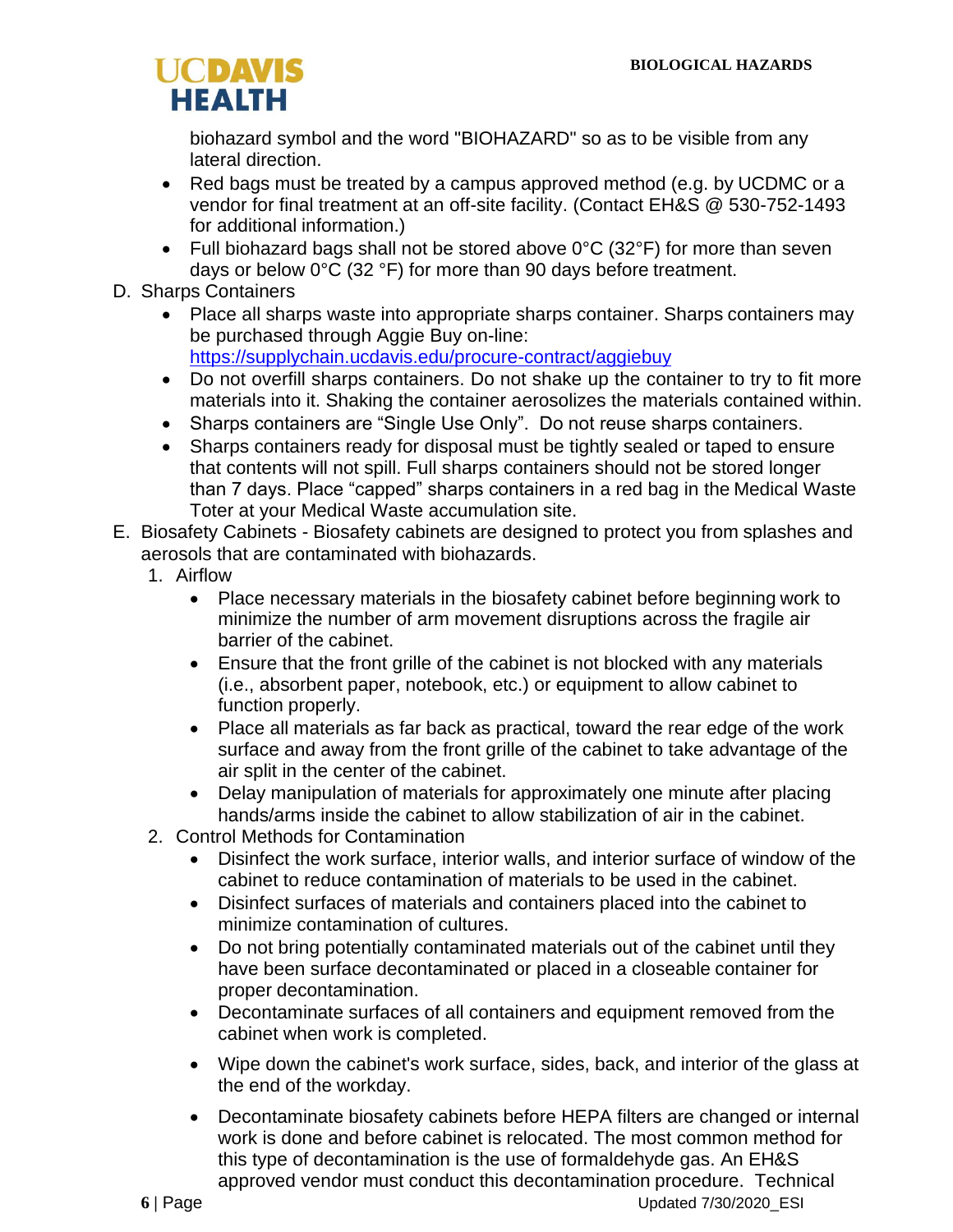biohazard symbol and the word "BIOHAZARD" so as to be visible from any lateral direction.

- Red bags must be treated by a campus approved method (e.g. by UCDMC or a vendor for final treatment at an off-site facility. (Contact EH&S @ 530-752-1493 for additional information.)
- Full biohazard bags shall not be stored above 0°C (32°F) for more than seven days or below 0°C (32 °F) for more than 90 days before treatment.

D. Sharps Containers

- Place all sharps waste into appropriate sharps container. Sharps containers may be purchased through Aggie Buy on-line: [https://supplychain.ucdavis.edu/procure-contract/aggiebuy](https://supplychain.ucdavis.edu/procure-contract/aggiebuy)
- Do not overfill sharps containers. Do not shake up the container to try to fit more materials into it. Shaking the container aerosolizes the materials contained within.
- Sharps containers are "Single Use Only". Do not reuse sharps containers.
- Sharps containers ready for disposal must be tightly sealed or taped to ensure that contents will not spill. Full sharps containers should not be stored longer than 7 days. Place "capped" sharps containers in a red bag in the Medical Waste Toter at your Medical Waste accumulation site.

E. Biosafety Cabinets - Biosafety cabinets are designed to protect you from splashes and aerosols that are contaminated with biohazards.

1. Airflow
    - Place necessary materials in the biosafety cabinet before beginning work to minimize the number of arm movement disruptions across the fragile air barrier of the cabinet.
    - Ensure that the front grille of the cabinet is not blocked with any materials (i.e., absorbent paper, notebook, etc.) or equipment to allow cabinet to function properly.
    - Place all materials as far back as practical, toward the rear edge of the work surface and away from the front grille of the cabinet to take advantage of the air split in the center of the cabinet.
    - Delay manipulation of materials for approximately one minute after placing hands/arms inside the cabinet to allow stabilization of air in the cabinet.
2. Control Methods for Contamination
    - Disinfect the work surface, interior walls, and interior surface of window of the cabinet to reduce contamination of materials to be used in the cabinet.
    - Disinfect surfaces of materials and containers placed into the cabinet to minimize contamination of cultures.
    - Do not bring potentially contaminated materials out of the cabinet until they have been surface decontaminated or placed in a closeable container for proper decontamination.
    - Decontaminate surfaces of all containers and equipment removed from the cabinet when work is completed.
    - Wipe down the cabinet's work surface, sides, back, and interior of the glass at the end of the workday.
    - Decontaminate biosafety cabinets before HEPA filters are changed or internal work is done and before cabinet is relocated. The most common method for this type of decontamination is the use of formaldehyde gas. An EH&S approved vendor must conduct this decontamination procedure. Technical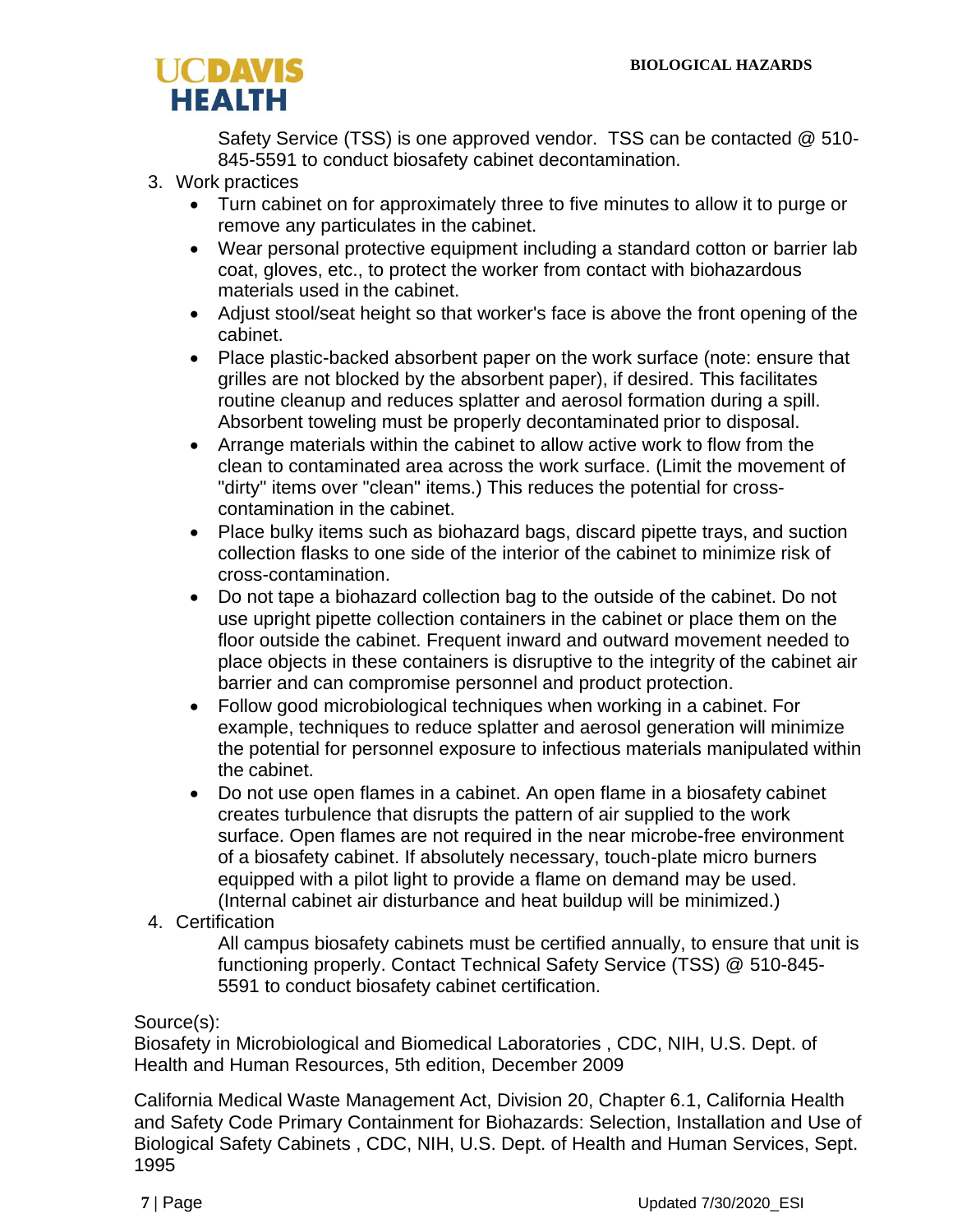Safety Service (TSS) is one approved vendor. TSS can be contacted @ 510-845-5591 to conduct biosafety cabinet decontamination.

3. Work practices
   - Turn cabinet on for approximately three to five minutes to allow it to purge or remove any particulates in the cabinet.
   - Wear personal protective equipment including a standard cotton or barrier lab coat, gloves, etc., to protect the worker from contact with biohazardous materials used in the cabinet.
   - Adjust stool/seat height so that worker's face is above the front opening of the cabinet.
   - Place plastic-backed absorbent paper on the work surface (note: ensure that grilles are not blocked by the absorbent paper), if desired. This facilitates routine cleanup and reduces splatter and aerosol formation during a spill. Absorbent toweling must be properly decontaminated prior to disposal.
   - Arrange materials within the cabinet to allow active work to flow from the clean to contaminated area across the work surface. (Limit the movement of "dirty" items over "clean" items.) This reduces the potential for cross-contamination in the cabinet.
   - Place bulky items such as biohazard bags, discard pipette trays, and suction collection flasks to one side of the interior of the cabinet to minimize risk of cross-contamination.
   - Do not tape a biohazard collection bag to the outside of the cabinet. Do not use upright pipette collection containers in the cabinet or place them on the floor outside the cabinet. Frequent inward and outward movement needed to place objects in these containers is disruptive to the integrity of the cabinet air barrier and can compromise personnel and product protection.
   - Follow good microbiological techniques when working in a cabinet. For example, techniques to reduce splatter and aerosol generation will minimize the potential for personnel exposure to infectious materials manipulated within the cabinet.
   - Do not use open flames in a cabinet. An open flame in a biosafety cabinet creates turbulence that disrupts the pattern of air supplied to the work surface. Open flames are not required in the near microbe-free environment of a biosafety cabinet. If absolutely necessary, touch-plate micro burners equipped with a pilot light to provide a flame on demand may be used. (Internal cabinet air disturbance and heat buildup will be minimized.)
4. Certification

   All campus biosafety cabinets must be certified annually, to ensure that unit is functioning properly. Contact Technical Safety Service (TSS) @ 510-845-5591 to conduct biosafety cabinet certification.

Source(s):
Biosafety in Microbiological and Biomedical Laboratories , CDC, NIH, U.S. Dept. of Health and Human Resources, 5th edition, December 2009

California Medical Waste Management Act, Division 20, Chapter 6.1, California Health and Safety Code Primary Containment for Biohazards: Selection, Installation and Use of Biological Safety Cabinets , CDC, NIH, U.S. Dept. of Health and Human Services, Sept. 1995